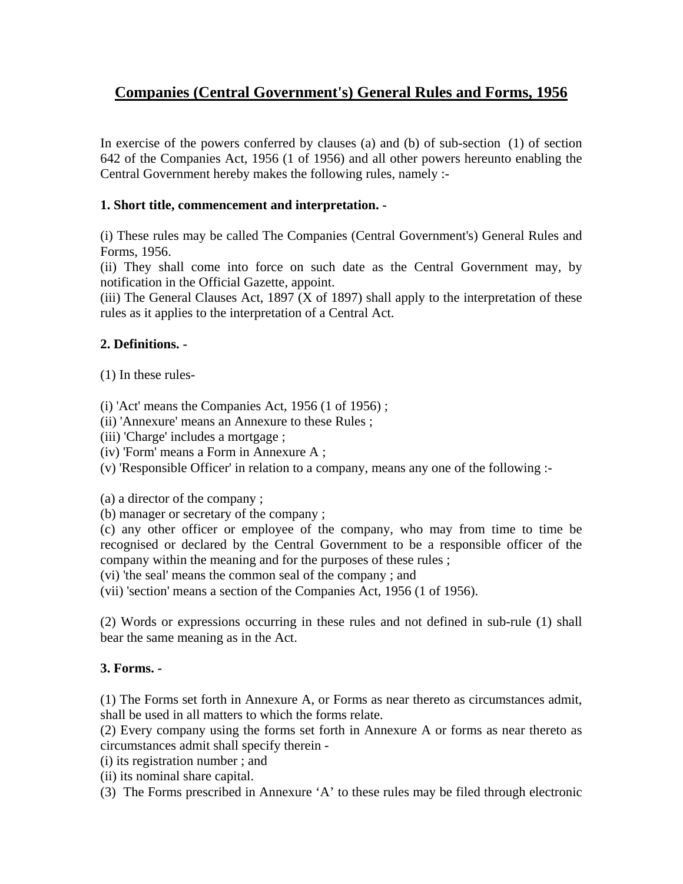# Companies (Central Government's) General Rules and Forms, 1956

In exercise of the powers conferred by clauses (a) and (b) of sub-section (1) of section 642 of the Companies Act, 1956 (1 of 1956) and all other powers hereunto enabling the Central Government hereby makes the following rules, namely :-

**1. Short title, commencement and interpretation. -**

(i) These rules may be called The Companies (Central Government's) General Rules and Forms, 1956.
(ii) They shall come into force on such date as the Central Government may, by notification in the Official Gazette, appoint.
(iii) The General Clauses Act, 1897 (X of 1897) shall apply to the interpretation of these rules as it applies to the interpretation of a Central Act.

**2. Definitions. -**

(1) In these rules-

(i) 'Act' means the Companies Act, 1956 (1 of 1956) ;
(ii) 'Annexure' means an Annexure to these Rules ;
(iii) 'Charge' includes a mortgage ;
(iv) 'Form' means a Form in Annexure A ;
(v) 'Responsible Officer' in relation to a company, means any one of the following :-

(a) a director of the company ;
(b) manager or secretary of the company ;
(c) any other officer or employee of the company, who may from time to time be recognised or declared by the Central Government to be a responsible officer of the company within the meaning and for the purposes of these rules ;
(vi) 'the seal' means the common seal of the company ; and
(vii) 'section' means a section of the Companies Act, 1956 (1 of 1956).

(2) Words or expressions occurring in these rules and not defined in sub-rule (1) shall bear the same meaning as in the Act.

**3. Forms. -**

(1) The Forms set forth in Annexure A, or Forms as near thereto as circumstances admit, shall be used in all matters to which the forms relate.
(2) Every company using the forms set forth in Annexure A or forms as near thereto as circumstances admit shall specify therein -
(i) its registration number ; and
(ii) its nominal share capital.
(3) The Forms prescribed in Annexure 'A' to these rules may be filed through electronic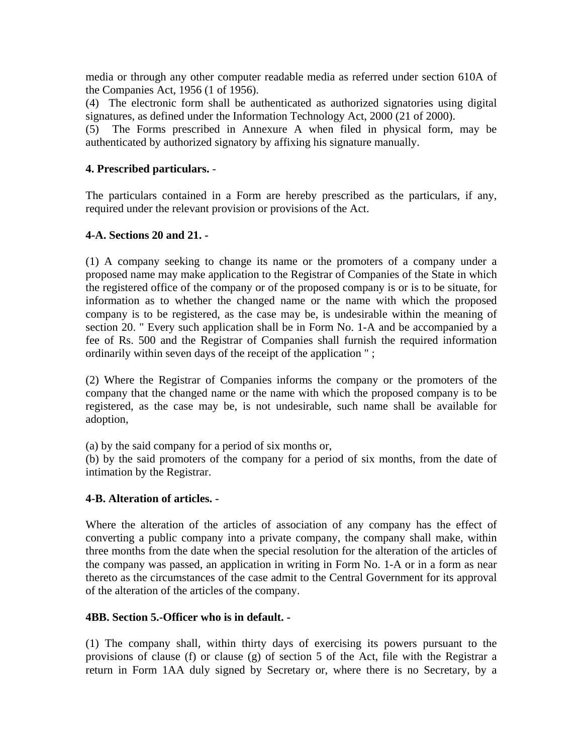media or through any other computer readable media as referred under section 610A of the Companies Act, 1956 (1 of 1956).

(4) The electronic form shall be authenticated as authorized signatories using digital signatures, as defined under the Information Technology Act, 2000 (21 of 2000).

(5) The Forms prescribed in Annexure A when filed in physical form, may be authenticated by authorized signatory by affixing his signature manually.

**4. Prescribed particulars.** -

The particulars contained in a Form are hereby prescribed as the particulars, if any, required under the relevant provision or provisions of the Act.

**4-A. Sections 20 and 21. -**

(1) A company seeking to change its name or the promoters of a company under a proposed name may make application to the Registrar of Companies of the State in which the registered office of the company or of the proposed company is or is to be situate, for information as to whether the changed name or the name with which the proposed company is to be registered, as the case may be, is undesirable within the meaning of section 20. " Every such application shall be in Form No. 1-A and be accompanied by a fee of Rs. 500 and the Registrar of Companies shall furnish the required information ordinarily within seven days of the receipt of the application " ;

(2) Where the Registrar of Companies informs the company or the promoters of the company that the changed name or the name with which the proposed company is to be registered, as the case may be, is not undesirable, such name shall be available for adoption,

(a) by the said company for a period of six months or,
(b) by the said promoters of the company for a period of six months, from the date of intimation by the Registrar.

**4-B. Alteration of articles. -**

Where the alteration of the articles of association of any company has the effect of converting a public company into a private company, the company shall make, within three months from the date when the special resolution for the alteration of the articles of the company was passed, an application in writing in Form No. 1-A or in a form as near thereto as the circumstances of the case admit to the Central Government for its approval of the alteration of the articles of the company.

**4BB. Section 5.-Officer who is in default. -**

(1) The company shall, within thirty days of exercising its powers pursuant to the provisions of clause (f) or clause (g) of section 5 of the Act, file with the Registrar a return in Form 1AA duly signed by Secretary or, where there is no Secretary, by a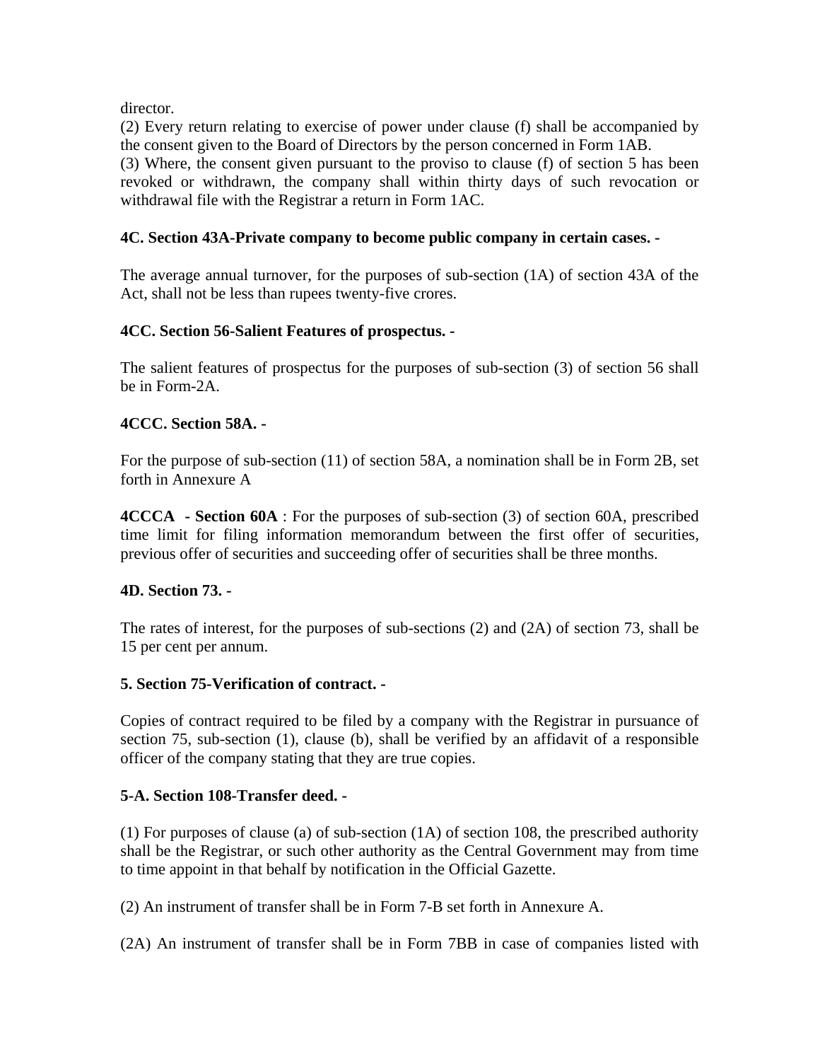director.

(2) Every return relating to exercise of power under clause (f) shall be accompanied by the consent given to the Board of Directors by the person concerned in Form 1AB.

(3) Where, the consent given pursuant to the proviso to clause (f) of section 5 has been revoked or withdrawn, the company shall within thirty days of such revocation or withdrawal file with the Registrar a return in Form 1AC.

**4C. Section 43A-Private company to become public company in certain cases. -**

The average annual turnover, for the purposes of sub-section (1A) of section 43A of the Act, shall not be less than rupees twenty-five crores.

**4CC. Section 56-Salient Features of prospectus. -**

The salient features of prospectus for the purposes of sub-section (3) of section 56 shall be in Form-2A.

**4CCC. Section 58A. -**

For the purpose of sub-section (11) of section 58A, a nomination shall be in Form 2B, set forth in Annexure A

**4CCCA - Section 60A** : For the purposes of sub-section (3) of section 60A, prescribed time limit for filing information memorandum between the first offer of securities, previous offer of securities and succeeding offer of securities shall be three months.

**4D. Section 73. -**

The rates of interest, for the purposes of sub-sections (2) and (2A) of section 73, shall be 15 per cent per annum.

**5. Section 75-Verification of contract. -**

Copies of contract required to be filed by a company with the Registrar in pursuance of section 75, sub-section (1), clause (b), shall be verified by an affidavit of a responsible officer of the company stating that they are true copies.

**5-A. Section 108-Transfer deed. -**

(1) For purposes of clause (a) of sub-section (1A) of section 108, the prescribed authority shall be the Registrar, or such other authority as the Central Government may from time to time appoint in that behalf by notification in the Official Gazette.

(2) An instrument of transfer shall be in Form 7-B set forth in Annexure A.

(2A) An instrument of transfer shall be in Form 7BB in case of companies listed with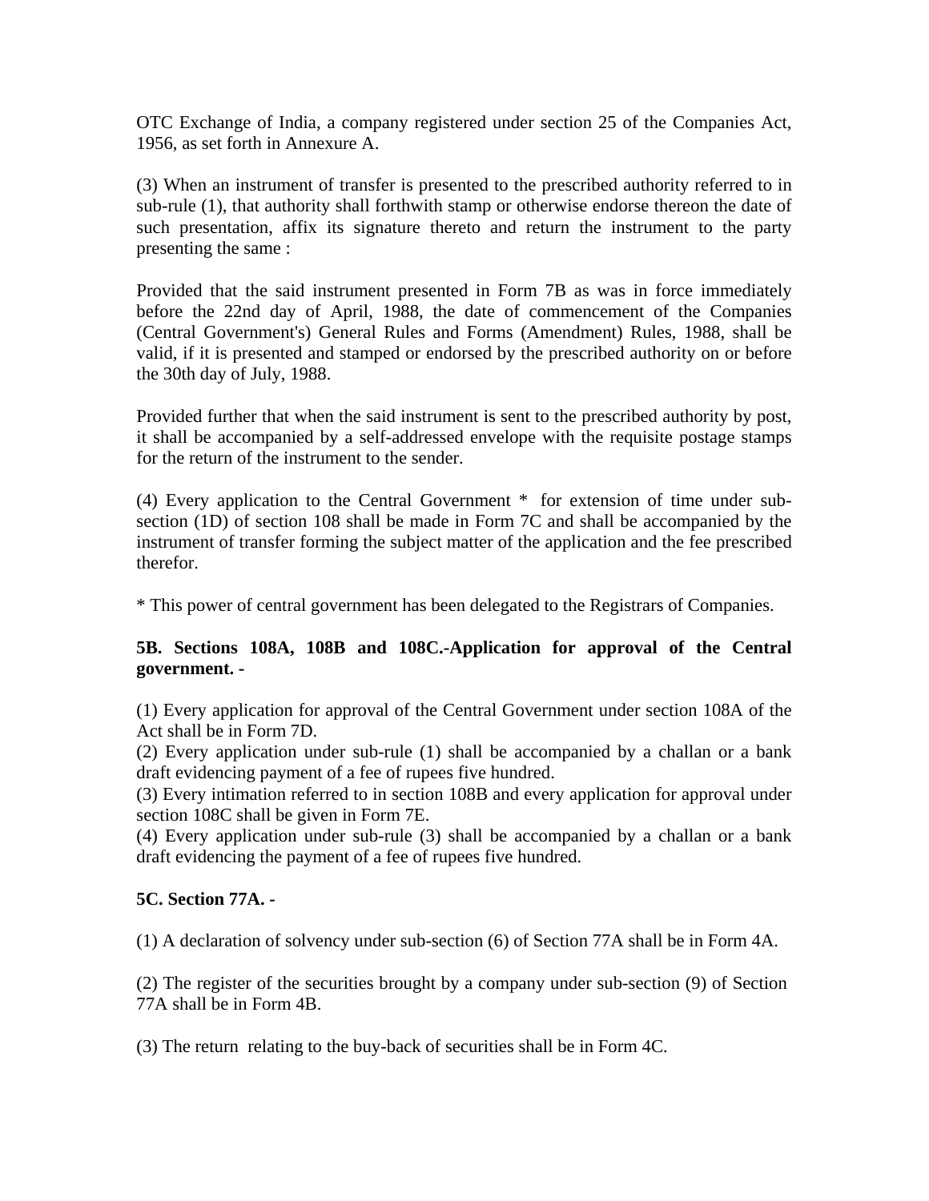OTC Exchange of India, a company registered under section 25 of the Companies Act, 1956, as set forth in Annexure A.

(3) When an instrument of transfer is presented to the prescribed authority referred to in sub-rule (1), that authority shall forthwith stamp or otherwise endorse thereon the date of such presentation, affix its signature thereto and return the instrument to the party presenting the same :

Provided that the said instrument presented in Form 7B as was in force immediately before the 22nd day of April, 1988, the date of commencement of the Companies (Central Government's) General Rules and Forms (Amendment) Rules, 1988, shall be valid, if it is presented and stamped or endorsed by the prescribed authority on or before the 30th day of July, 1988.

Provided further that when the said instrument is sent to the prescribed authority by post, it shall be accompanied by a self-addressed envelope with the requisite postage stamps for the return of the instrument to the sender.

(4) Every application to the Central Government * for extension of time under sub-section (1D) of section 108 shall be made in Form 7C and shall be accompanied by the instrument of transfer forming the subject matter of the application and the fee prescribed therefor.

* This power of central government has been delegated to the Registrars of Companies.

**5B. Sections 108A, 108B and 108C.-Application for approval of the Central government. -**

(1) Every application for approval of the Central Government under section 108A of the Act shall be in Form 7D.
(2) Every application under sub-rule (1) shall be accompanied by a challan or a bank draft evidencing payment of a fee of rupees five hundred.
(3) Every intimation referred to in section 108B and every application for approval under section 108C shall be given in Form 7E.
(4) Every application under sub-rule (3) shall be accompanied by a challan or a bank draft evidencing the payment of a fee of rupees five hundred.

**5C. Section 77A. -**

(1) A declaration of solvency under sub-section (6) of Section 77A shall be in Form 4A.

(2) The register of the securities brought by a company under sub-section (9) of Section 77A shall be in Form 4B.

(3) The return relating to the buy-back of securities shall be in Form 4C.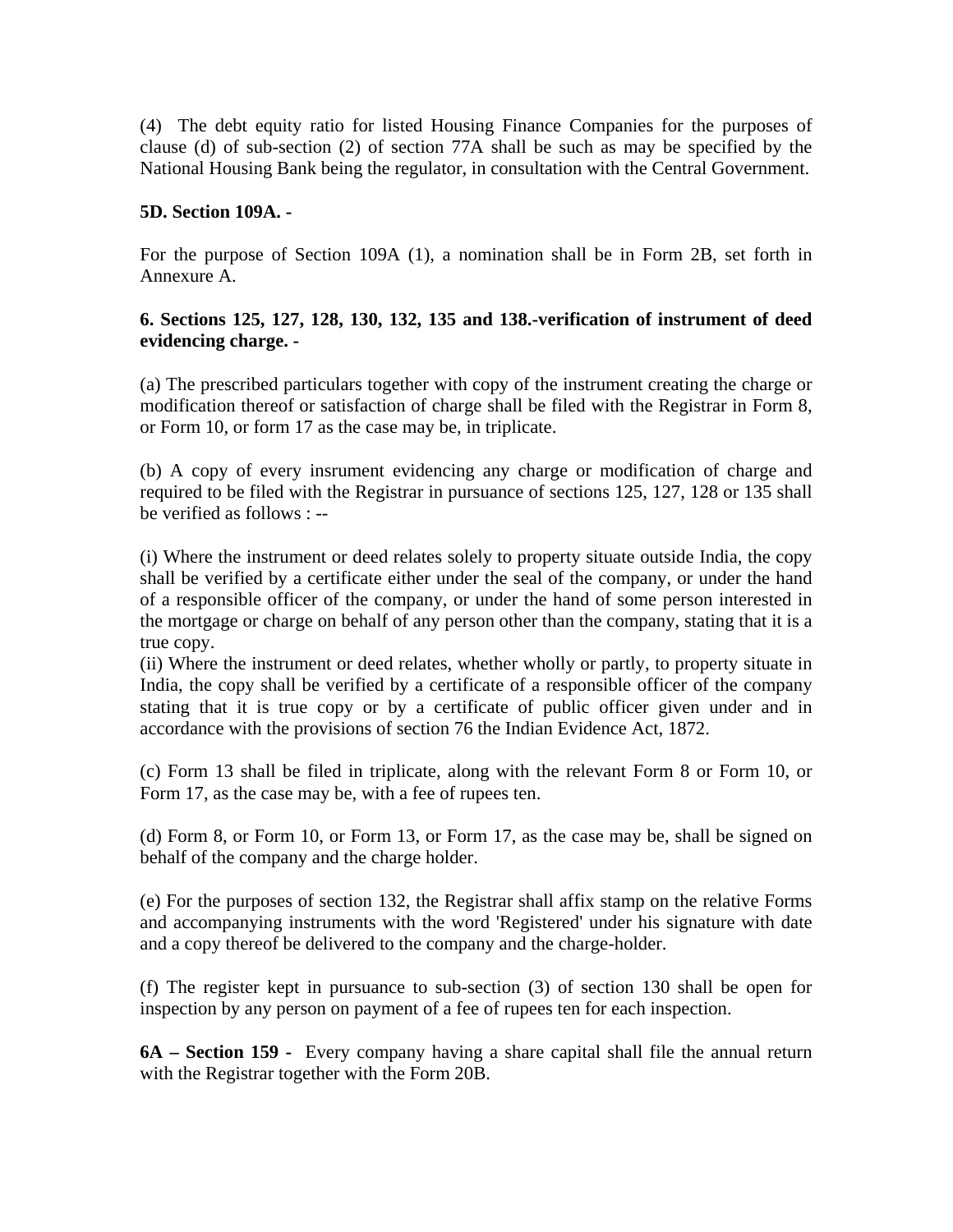(4) The debt equity ratio for listed Housing Finance Companies for the purposes of clause (d) of sub-section (2) of section 77A shall be such as may be specified by the National Housing Bank being the regulator, in consultation with the Central Government.

**5D. Section 109A. -**

For the purpose of Section 109A (1), a nomination shall be in Form 2B, set forth in Annexure A.

**6. Sections 125, 127, 128, 130, 132, 135 and 138.-verification of instrument of deed evidencing charge. -**

(a) The prescribed particulars together with copy of the instrument creating the charge or modification thereof or satisfaction of charge shall be filed with the Registrar in Form 8, or Form 10, or form 17 as the case may be, in triplicate.

(b) A copy of every insrument evidencing any charge or modification of charge and required to be filed with the Registrar in pursuance of sections 125, 127, 128 or 135 shall be verified as follows : --

(i) Where the instrument or deed relates solely to property situate outside India, the copy shall be verified by a certificate either under the seal of the company, or under the hand of a responsible officer of the company, or under the hand of some person interested in the mortgage or charge on behalf of any person other than the company, stating that it is a true copy.
(ii) Where the instrument or deed relates, whether wholly or partly, to property situate in India, the copy shall be verified by a certificate of a responsible officer of the company stating that it is true copy or by a certificate of public officer given under and in accordance with the provisions of section 76 the Indian Evidence Act, 1872.

(c) Form 13 shall be filed in triplicate, along with the relevant Form 8 or Form 10, or Form 17, as the case may be, with a fee of rupees ten.

(d) Form 8, or Form 10, or Form 13, or Form 17, as the case may be, shall be signed on behalf of the company and the charge holder.

(e) For the purposes of section 132, the Registrar shall affix stamp on the relative Forms and accompanying instruments with the word 'Registered' under his signature with date and a copy thereof be delivered to the company and the charge-holder.

(f) The register kept in pursuance to sub-section (3) of section 130 shall be open for inspection by any person on payment of a fee of rupees ten for each inspection.

**6A – Section 159 -** Every company having a share capital shall file the annual return with the Registrar together with the Form 20B.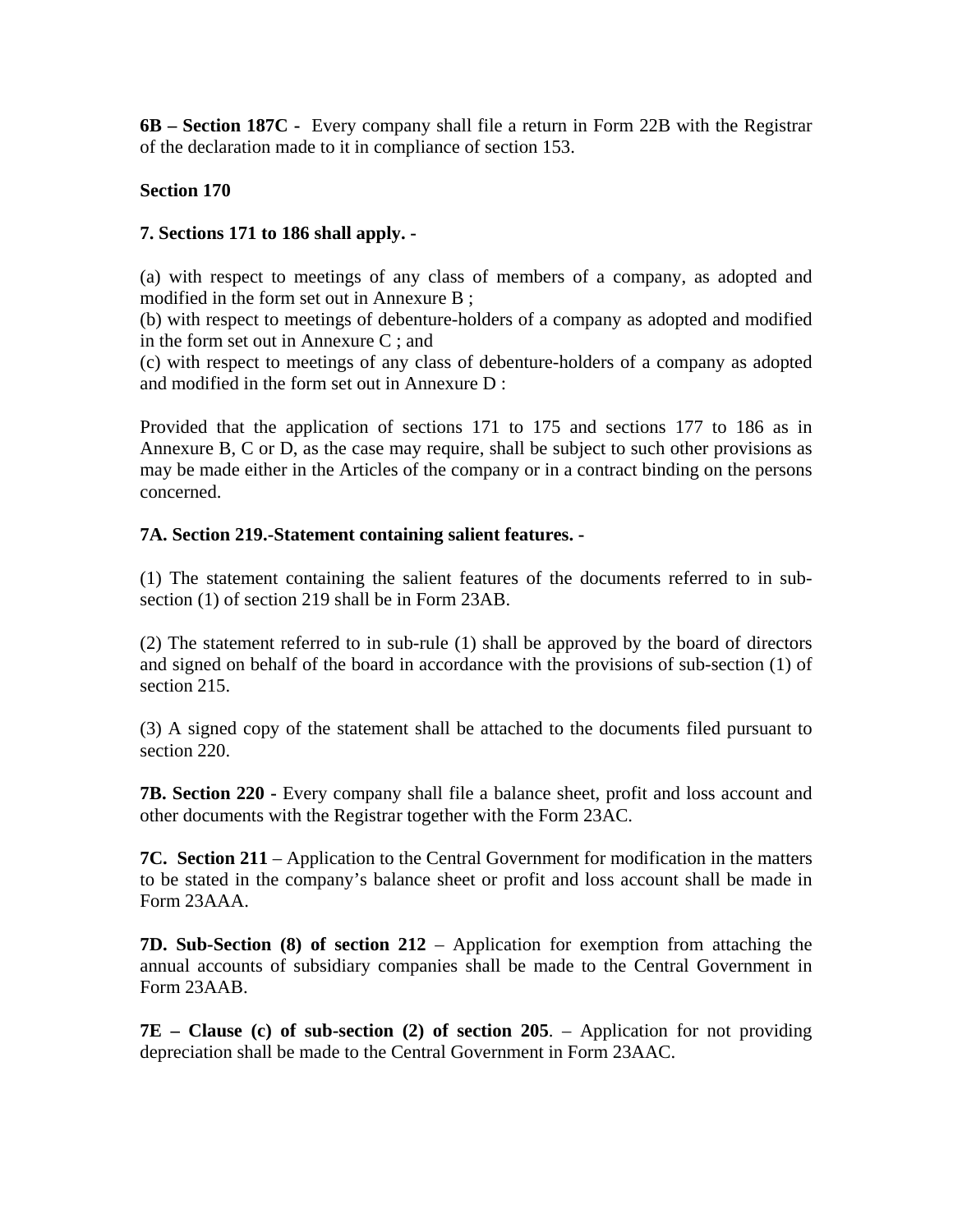**6B – Section 187C -** Every company shall file a return in Form 22B with the Registrar of the declaration made to it in compliance of section 153.

**Section 170**

**7. Sections 171 to 186 shall apply. -**

(a) with respect to meetings of any class of members of a company, as adopted and modified in the form set out in Annexure B ;
(b) with respect to meetings of debenture-holders of a company as adopted and modified in the form set out in Annexure C ; and
(c) with respect to meetings of any class of debenture-holders of a company as adopted and modified in the form set out in Annexure D :

Provided that the application of sections 171 to 175 and sections 177 to 186 as in Annexure B, C or D, as the case may require, shall be subject to such other provisions as may be made either in the Articles of the company or in a contract binding on the persons concerned.

**7A. Section 219.-Statement containing salient features. -**

(1) The statement containing the salient features of the documents referred to in sub-section (1) of section 219 shall be in Form 23AB.

(2) The statement referred to in sub-rule (1) shall be approved by the board of directors and signed on behalf of the board in accordance with the provisions of sub-section (1) of section 215.

(3) A signed copy of the statement shall be attached to the documents filed pursuant to section 220.

**7B. Section 220 -** Every company shall file a balance sheet, profit and loss account and other documents with the Registrar together with the Form 23AC.

**7C. Section 211** – Application to the Central Government for modification in the matters to be stated in the company's balance sheet or profit and loss account shall be made in Form 23AAA.

**7D. Sub-Section (8) of section 212** – Application for exemption from attaching the annual accounts of subsidiary companies shall be made to the Central Government in Form 23AAB.

**7E – Clause (c) of sub-section (2) of section 205**. – Application for not providing depreciation shall be made to the Central Government in Form 23AAC.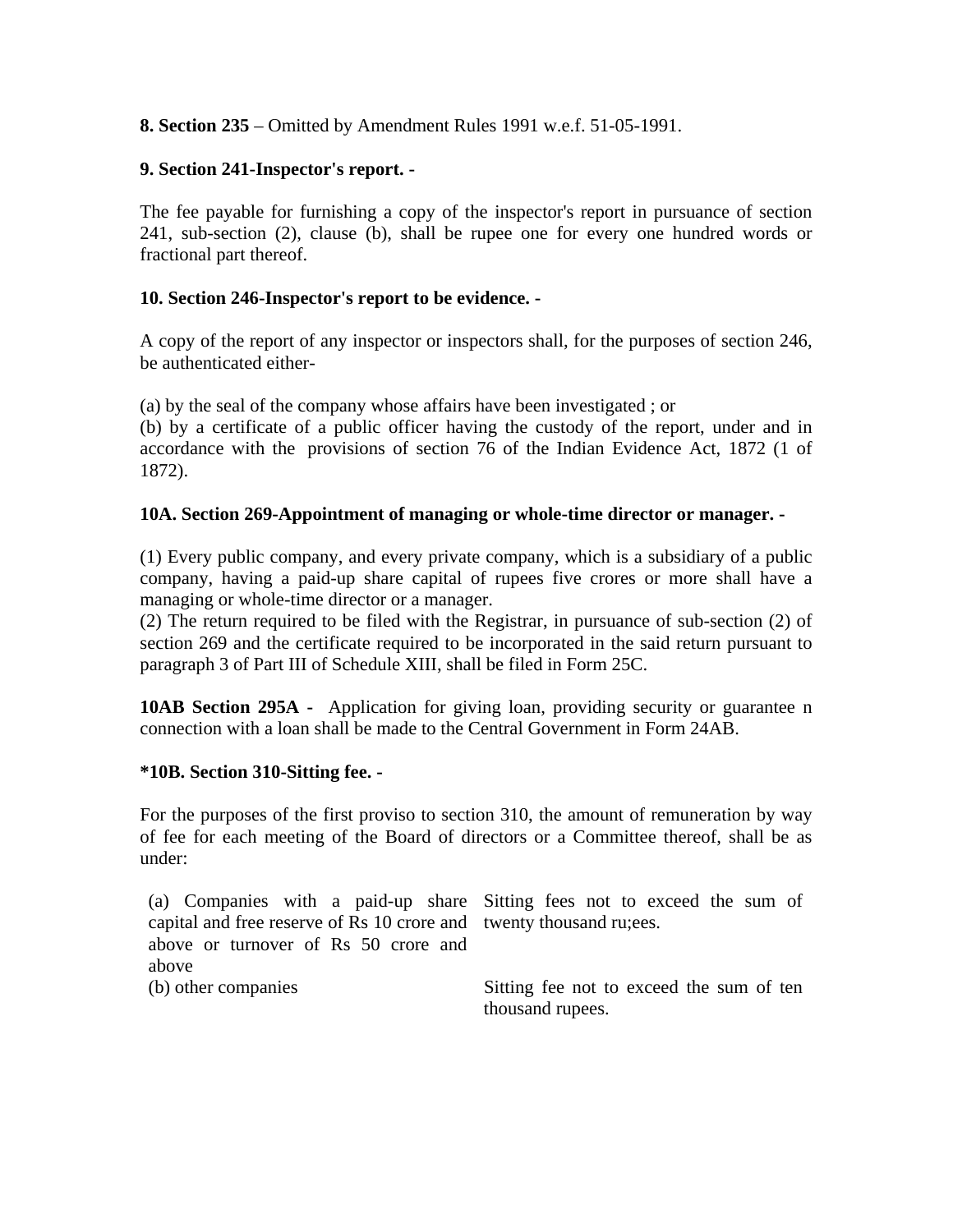**8. Section 235** – Omitted by Amendment Rules 1991 w.e.f. 51-05-1991.

**9. Section 241-Inspector's report. -**

The fee payable for furnishing a copy of the inspector's report in pursuance of section 241, sub-section (2), clause (b), shall be rupee one for every one hundred words or fractional part thereof.

**10. Section 246-Inspector's report to be evidence. -**

A copy of the report of any inspector or inspectors shall, for the purposes of section 246, be authenticated either-

(a) by the seal of the company whose affairs have been investigated ; or
(b) by a certificate of a public officer having the custody of the report, under and in accordance with the provisions of section 76 of the Indian Evidence Act, 1872 (1 of 1872).

**10A. Section 269-Appointment of managing or whole-time director or manager. -**

(1) Every public company, and every private company, which is a subsidiary of a public company, having a paid-up share capital of rupees five crores or more shall have a managing or whole-time director or a manager.
(2) The return required to be filed with the Registrar, in pursuance of sub-section (2) of section 269 and the certificate required to be incorporated in the said return pursuant to paragraph 3 of Part III of Schedule XIII, shall be filed in Form 25C.

**10AB Section 295A -** Application for giving loan, providing security or guarantee n connection with a loan shall be made to the Central Government in Form 24AB.

***10B. Section 310-Sitting fee. -**

For the purposes of the first proviso to section 310, the amount of remuneration by way of fee for each meeting of the Board of directors or a Committee thereof, shall be as under:

| | |
|---|---|
| (a) Companies with a paid-up share capital and free reserve of Rs 10 crore and above or turnover of Rs 50 crore and above | Sitting fees not to exceed the sum of twenty thousand ru;ees. |
| (b) other companies | Sitting fee not to exceed the sum of ten thousand rupees. |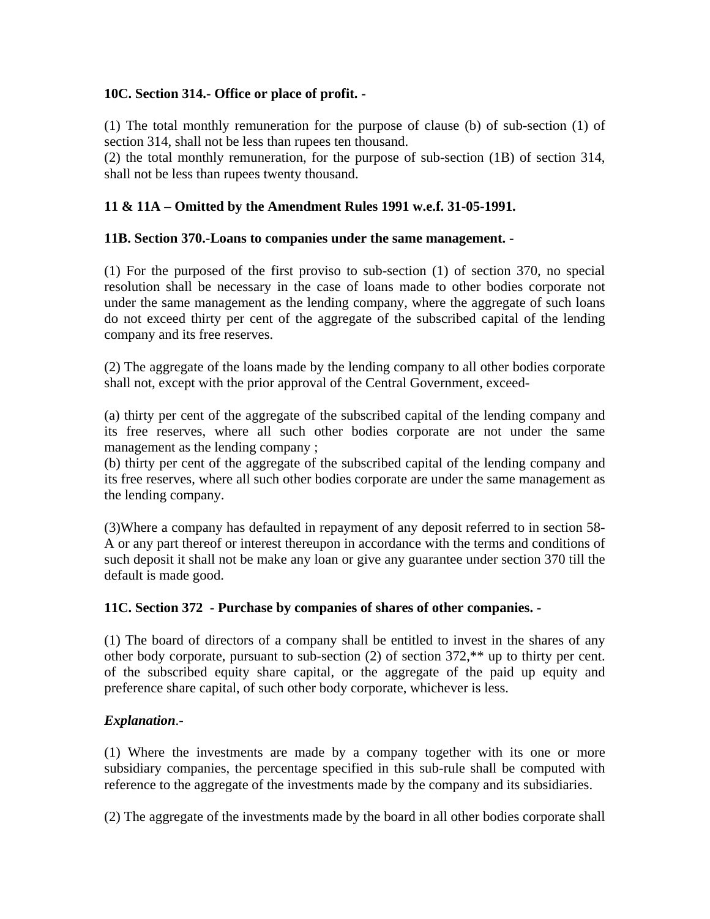**10C. Section 314.- Office or place of profit. -**

(1) The total monthly remuneration for the purpose of clause (b) of sub-section (1) of section 314, shall not be less than rupees ten thousand.
(2) the total monthly remuneration, for the purpose of sub-section (1B) of section 314, shall not be less than rupees twenty thousand.

**11 & 11A – Omitted by the Amendment Rules 1991 w.e.f. 31-05-1991.**

**11B. Section 370.-Loans to companies under the same management. -**

(1) For the purposed of the first proviso to sub-section (1) of section 370, no special resolution shall be necessary in the case of loans made to other bodies corporate not under the same management as the lending company, where the aggregate of such loans do not exceed thirty per cent of the aggregate of the subscribed capital of the lending company and its free reserves.

(2) The aggregate of the loans made by the lending company to all other bodies corporate shall not, except with the prior approval of the Central Government, exceed-

(a) thirty per cent of the aggregate of the subscribed capital of the lending company and its free reserves, where all such other bodies corporate are not under the same management as the lending company ;
(b) thirty per cent of the aggregate of the subscribed capital of the lending company and its free reserves, where all such other bodies corporate are under the same management as the lending company.

(3)Where a company has defaulted in repayment of any deposit referred to in section 58-A or any part thereof or interest thereupon in accordance with the terms and conditions of such deposit it shall not be make any loan or give any guarantee under section 370 till the default is made good.

**11C. Section 372 - Purchase by companies of shares of other companies. -**

(1) The board of directors of a company shall be entitled to invest in the shares of any other body corporate, pursuant to sub-section (2) of section 372,** up to thirty per cent. of the subscribed equity share capital, or the aggregate of the paid up equity and preference share capital, of such other body corporate, whichever is less.

***Explanation*.-**

(1) Where the investments are made by a company together with its one or more subsidiary companies, the percentage specified in this sub-rule shall be computed with reference to the aggregate of the investments made by the company and its subsidiaries.

(2) The aggregate of the investments made by the board in all other bodies corporate shall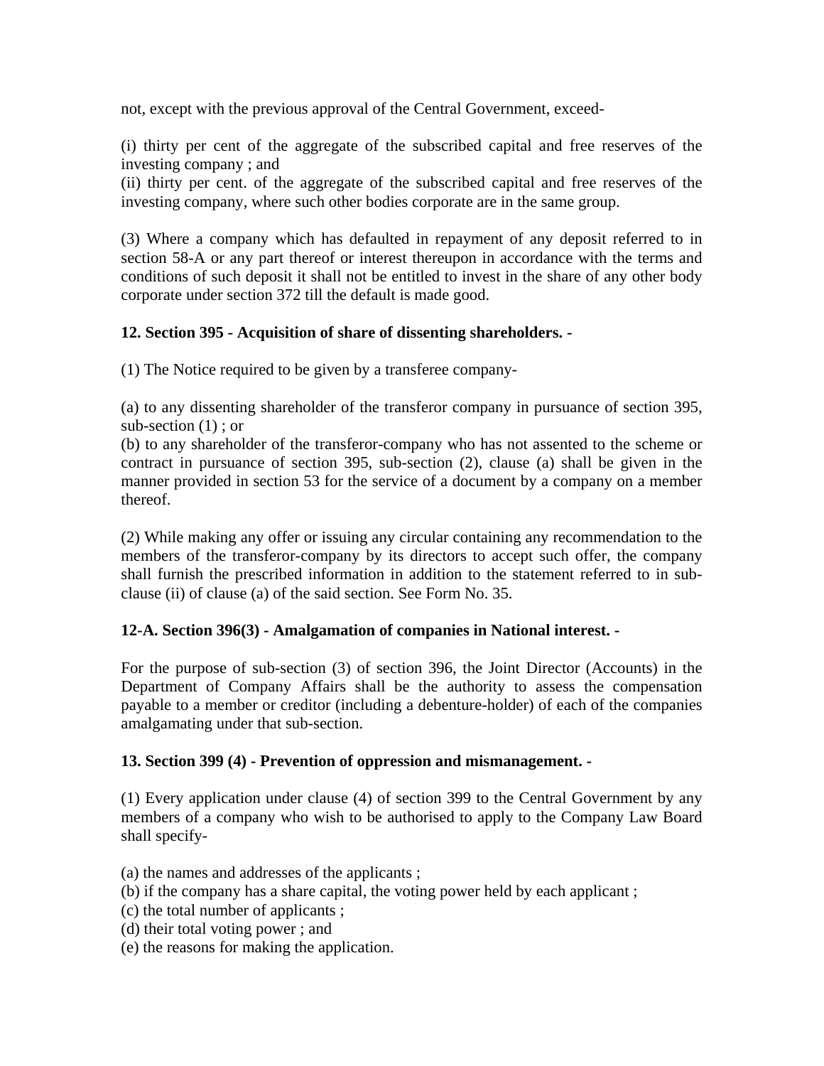not, except with the previous approval of the Central Government, exceed-

(i) thirty per cent of the aggregate of the subscribed capital and free reserves of the investing company ; and
(ii) thirty per cent. of the aggregate of the subscribed capital and free reserves of the investing company, where such other bodies corporate are in the same group.

(3) Where a company which has defaulted in repayment of any deposit referred to in section 58-A or any part thereof or interest thereupon in accordance with the terms and conditions of such deposit it shall not be entitled to invest in the share of any other body corporate under section 372 till the default is made good.

**12. Section 395 - Acquisition of share of dissenting shareholders. -**

(1) The Notice required to be given by a transferee company-

(a) to any dissenting shareholder of the transferor company in pursuance of section 395, sub-section (1) ; or
(b) to any shareholder of the transferor-company who has not assented to the scheme or contract in pursuance of section 395, sub-section (2), clause (a) shall be given in the manner provided in section 53 for the service of a document by a company on a member thereof.

(2) While making any offer or issuing any circular containing any recommendation to the members of the transferor-company by its directors to accept such offer, the company shall furnish the prescribed information in addition to the statement referred to in sub-clause (ii) of clause (a) of the said section. See Form No. 35.

**12-A. Section 396(3) - Amalgamation of companies in National interest. -**

For the purpose of sub-section (3) of section 396, the Joint Director (Accounts) in the Department of Company Affairs shall be the authority to assess the compensation payable to a member or creditor (including a debenture-holder) of each of the companies amalgamating under that sub-section.

**13. Section 399 (4) - Prevention of oppression and mismanagement. -**

(1) Every application under clause (4) of section 399 to the Central Government by any members of a company who wish to be authorised to apply to the Company Law Board shall specify-

(a) the names and addresses of the applicants ;
(b) if the company has a share capital, the voting power held by each applicant ;
(c) the total number of applicants ;
(d) their total voting power ; and
(e) the reasons for making the application.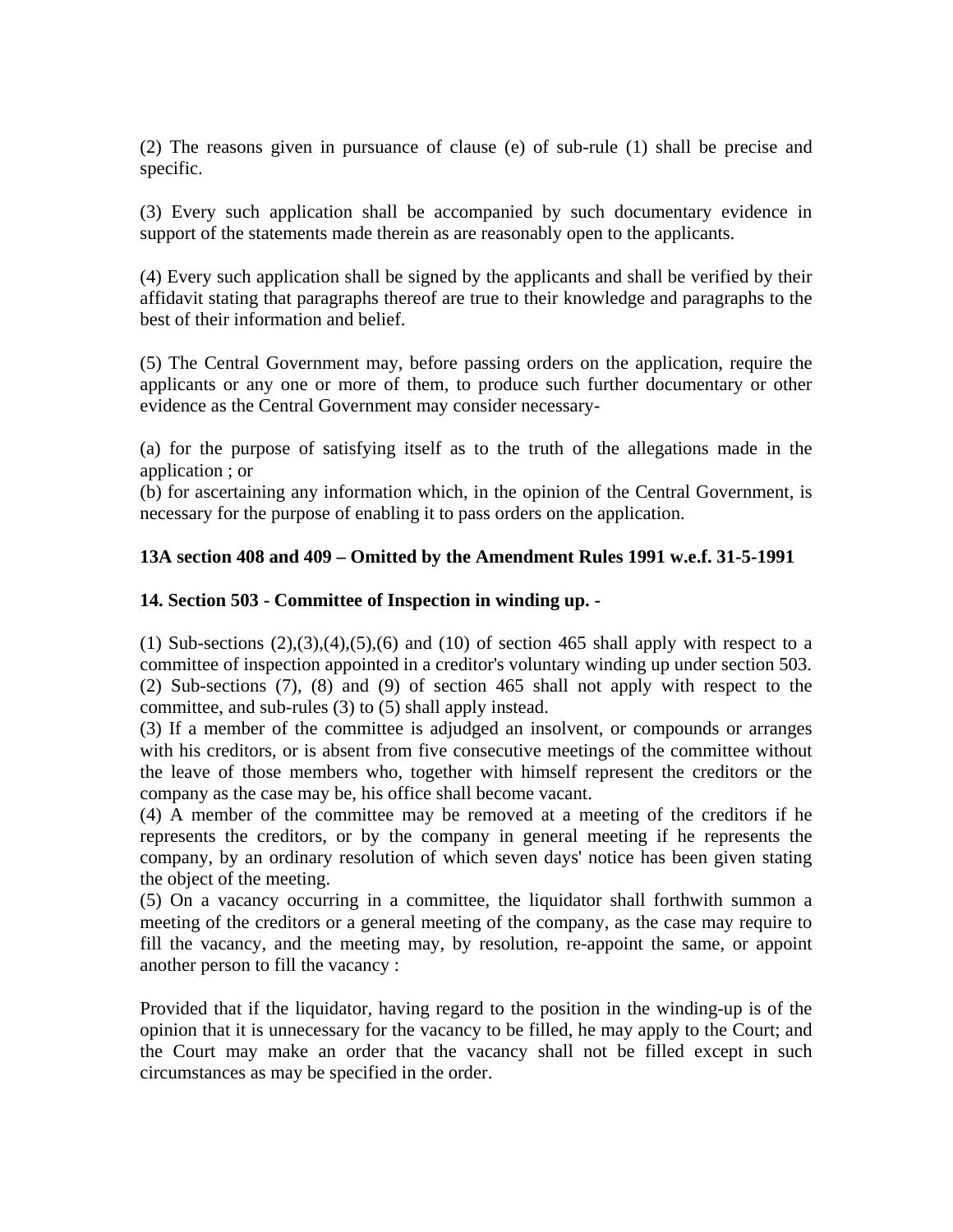(2) The reasons given in pursuance of clause (e) of sub-rule (1) shall be precise and specific.

(3) Every such application shall be accompanied by such documentary evidence in support of the statements made therein as are reasonably open to the applicants.

(4) Every such application shall be signed by the applicants and shall be verified by their affidavit stating that paragraphs thereof are true to their knowledge and paragraphs to the best of their information and belief.

(5) The Central Government may, before passing orders on the application, require the applicants or any one or more of them, to produce such further documentary or other evidence as the Central Government may consider necessary-

(a) for the purpose of satisfying itself as to the truth of the allegations made in the application ; or
(b) for ascertaining any information which, in the opinion of the Central Government, is necessary for the purpose of enabling it to pass orders on the application.

**13A section 408 and 409 – Omitted by the Amendment Rules 1991 w.e.f. 31-5-1991**

**14. Section 503 - Committee of Inspection in winding up. -**

(1) Sub-sections (2),(3),(4),(5),(6) and (10) of section 465 shall apply with respect to a committee of inspection appointed in a creditor's voluntary winding up under section 503.
(2) Sub-sections (7), (8) and (9) of section 465 shall not apply with respect to the committee, and sub-rules (3) to (5) shall apply instead.
(3) If a member of the committee is adjudged an insolvent, or compounds or arranges with his creditors, or is absent from five consecutive meetings of the committee without the leave of those members who, together with himself represent the creditors or the company as the case may be, his office shall become vacant.
(4) A member of the committee may be removed at a meeting of the creditors if he represents the creditors, or by the company in general meeting if he represents the company, by an ordinary resolution of which seven days' notice has been given stating the object of the meeting.
(5) On a vacancy occurring in a committee, the liquidator shall forthwith summon a meeting of the creditors or a general meeting of the company, as the case may require to fill the vacancy, and the meeting may, by resolution, re-appoint the same, or appoint another person to fill the vacancy :

Provided that if the liquidator, having regard to the position in the winding-up is of the opinion that it is unnecessary for the vacancy to be filled, he may apply to the Court; and the Court may make an order that the vacancy shall not be filled except in such circumstances as may be specified in the order.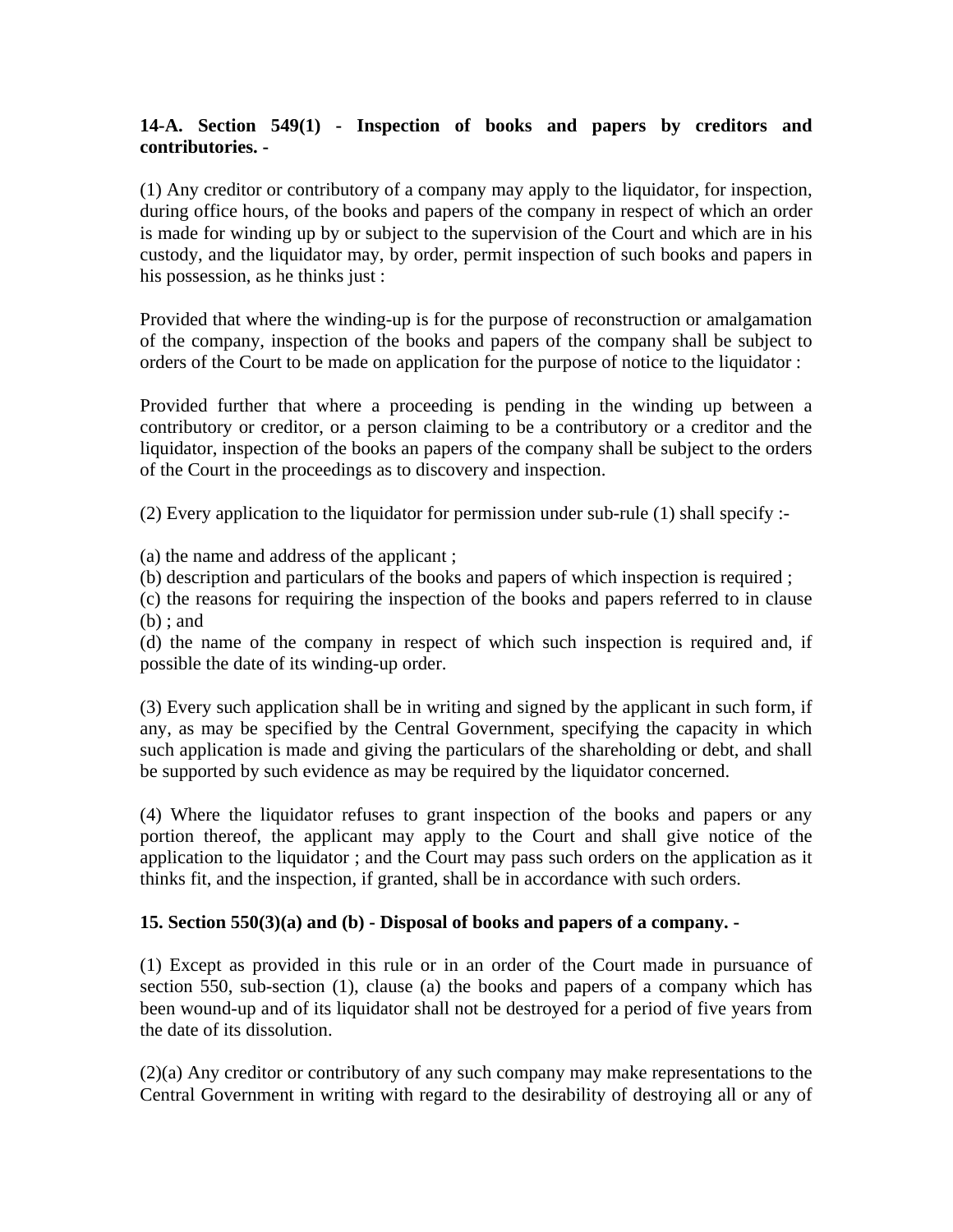**14-A. Section 549(1) - Inspection of books and papers by creditors and contributories. -**

(1) Any creditor or contributory of a company may apply to the liquidator, for inspection, during office hours, of the books and papers of the company in respect of which an order is made for winding up by or subject to the supervision of the Court and which are in his custody, and the liquidator may, by order, permit inspection of such books and papers in his possession, as he thinks just :

Provided that where the winding-up is for the purpose of reconstruction or amalgamation of the company, inspection of the books and papers of the company shall be subject to orders of the Court to be made on application for the purpose of notice to the liquidator :

Provided further that where a proceeding is pending in the winding up between a contributory or creditor, or a person claiming to be a contributory or a creditor and the liquidator, inspection of the books an papers of the company shall be subject to the orders of the Court in the proceedings as to discovery and inspection.

(2) Every application to the liquidator for permission under sub-rule (1) shall specify :-

(a) the name and address of the applicant ;
(b) description and particulars of the books and papers of which inspection is required ;
(c) the reasons for requiring the inspection of the books and papers referred to in clause (b) ; and
(d) the name of the company in respect of which such inspection is required and, if possible the date of its winding-up order.

(3) Every such application shall be in writing and signed by the applicant in such form, if any, as may be specified by the Central Government, specifying the capacity in which such application is made and giving the particulars of the shareholding or debt, and shall be supported by such evidence as may be required by the liquidator concerned.

(4) Where the liquidator refuses to grant inspection of the books and papers or any portion thereof, the applicant may apply to the Court and shall give notice of the application to the liquidator ; and the Court may pass such orders on the application as it thinks fit, and the inspection, if granted, shall be in accordance with such orders.

**15. Section 550(3)(a) and (b) - Disposal of books and papers of a company. -**

(1) Except as provided in this rule or in an order of the Court made in pursuance of section 550, sub-section (1), clause (a) the books and papers of a company which has been wound-up and of its liquidator shall not be destroyed for a period of five years from the date of its dissolution.

(2)(a) Any creditor or contributory of any such company may make representations to the Central Government in writing with regard to the desirability of destroying all or any of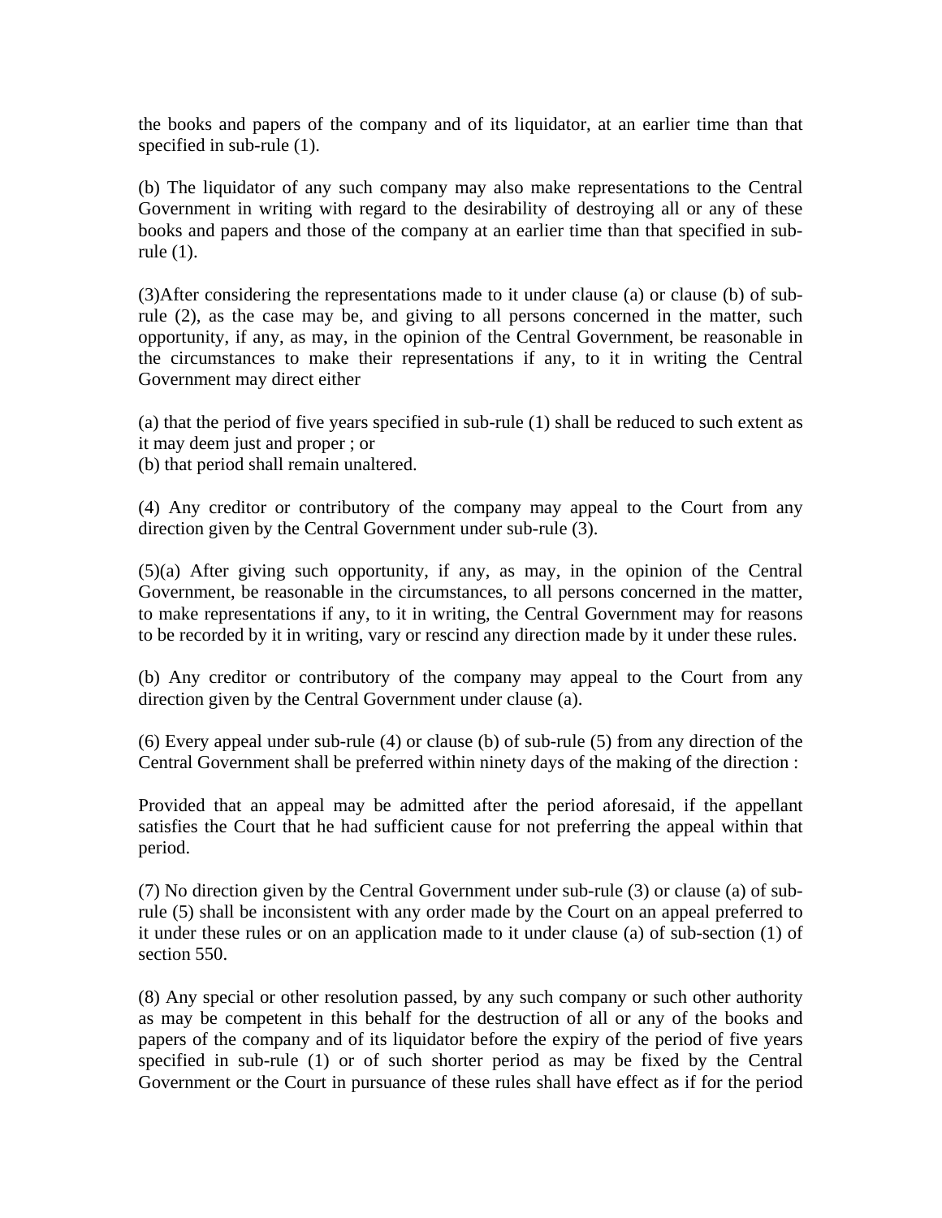the books and papers of the company and of its liquidator, at an earlier time than that specified in sub-rule (1).

(b) The liquidator of any such company may also make representations to the Central Government in writing with regard to the desirability of destroying all or any of these books and papers and those of the company at an earlier time than that specified in sub-rule (1).

(3)After considering the representations made to it under clause (a) or clause (b) of sub-rule (2), as the case may be, and giving to all persons concerned in the matter, such opportunity, if any, as may, in the opinion of the Central Government, be reasonable in the circumstances to make their representations if any, to it in writing the Central Government may direct either

(a) that the period of five years specified in sub-rule (1) shall be reduced to such extent as it may deem just and proper ; or
(b) that period shall remain unaltered.

(4) Any creditor or contributory of the company may appeal to the Court from any direction given by the Central Government under sub-rule (3).

(5)(a) After giving such opportunity, if any, as may, in the opinion of the Central Government, be reasonable in the circumstances, to all persons concerned in the matter, to make representations if any, to it in writing, the Central Government may for reasons to be recorded by it in writing, vary or rescind any direction made by it under these rules.

(b) Any creditor or contributory of the company may appeal to the Court from any direction given by the Central Government under clause (a).

(6) Every appeal under sub-rule (4) or clause (b) of sub-rule (5) from any direction of the Central Government shall be preferred within ninety days of the making of the direction :

Provided that an appeal may be admitted after the period aforesaid, if the appellant satisfies the Court that he had sufficient cause for not preferring the appeal within that period.

(7) No direction given by the Central Government under sub-rule (3) or clause (a) of sub-rule (5) shall be inconsistent with any order made by the Court on an appeal preferred to it under these rules or on an application made to it under clause (a) of sub-section (1) of section 550.

(8) Any special or other resolution passed, by any such company or such other authority as may be competent in this behalf for the destruction of all or any of the books and papers of the company and of its liquidator before the expiry of the period of five years specified in sub-rule (1) or of such shorter period as may be fixed by the Central Government or the Court in pursuance of these rules shall have effect as if for the period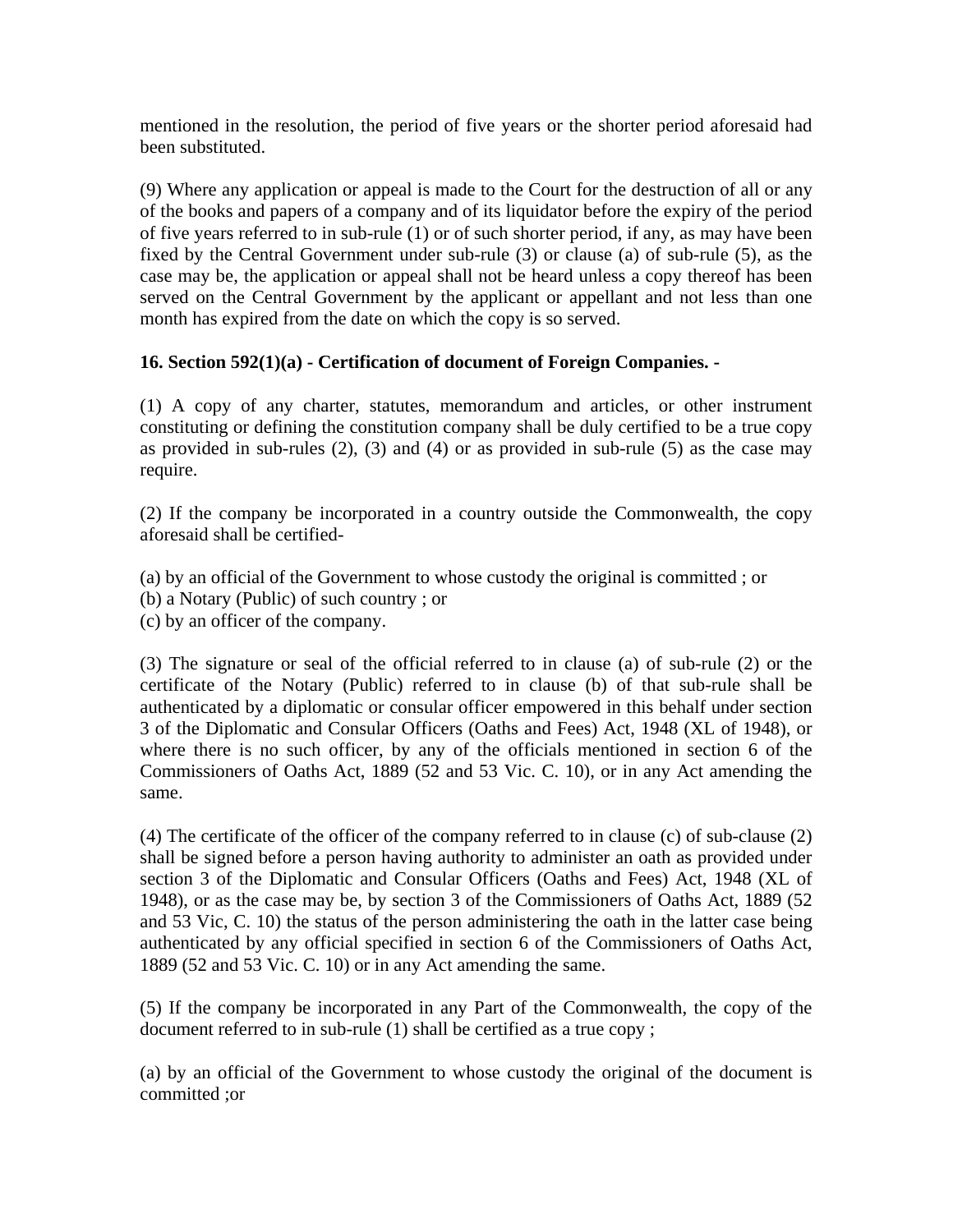mentioned in the resolution, the period of five years or the shorter period aforesaid had been substituted.

(9) Where any application or appeal is made to the Court for the destruction of all or any of the books and papers of a company and of its liquidator before the expiry of the period of five years referred to in sub-rule (1) or of such shorter period, if any, as may have been fixed by the Central Government under sub-rule (3) or clause (a) of sub-rule (5), as the case may be, the application or appeal shall not be heard unless a copy thereof has been served on the Central Government by the applicant or appellant and not less than one month has expired from the date on which the copy is so served.

**16. Section 592(1)(a) - Certification of document of Foreign Companies. -**

(1) A copy of any charter, statutes, memorandum and articles, or other instrument constituting or defining the constitution company shall be duly certified to be a true copy as provided in sub-rules (2), (3) and (4) or as provided in sub-rule (5) as the case may require.

(2) If the company be incorporated in a country outside the Commonwealth, the copy aforesaid shall be certified-

(a) by an official of the Government to whose custody the original is committed ; or
(b) a Notary (Public) of such country ; or
(c) by an officer of the company.

(3) The signature or seal of the official referred to in clause (a) of sub-rule (2) or the certificate of the Notary (Public) referred to in clause (b) of that sub-rule shall be authenticated by a diplomatic or consular officer empowered in this behalf under section 3 of the Diplomatic and Consular Officers (Oaths and Fees) Act, 1948 (XL of 1948), or where there is no such officer, by any of the officials mentioned in section 6 of the Commissioners of Oaths Act, 1889 (52 and 53 Vic. C. 10), or in any Act amending the same.

(4) The certificate of the officer of the company referred to in clause (c) of sub-clause (2) shall be signed before a person having authority to administer an oath as provided under section 3 of the Diplomatic and Consular Officers (Oaths and Fees) Act, 1948 (XL of 1948), or as the case may be, by section 3 of the Commissioners of Oaths Act, 1889 (52 and 53 Vic, C. 10) the status of the person administering the oath in the latter case being authenticated by any official specified in section 6 of the Commissioners of Oaths Act, 1889 (52 and 53 Vic. C. 10) or in any Act amending the same.

(5) If the company be incorporated in any Part of the Commonwealth, the copy of the document referred to in sub-rule (1) shall be certified as a true copy ;

(a) by an official of the Government to whose custody the original of the document is committed ;or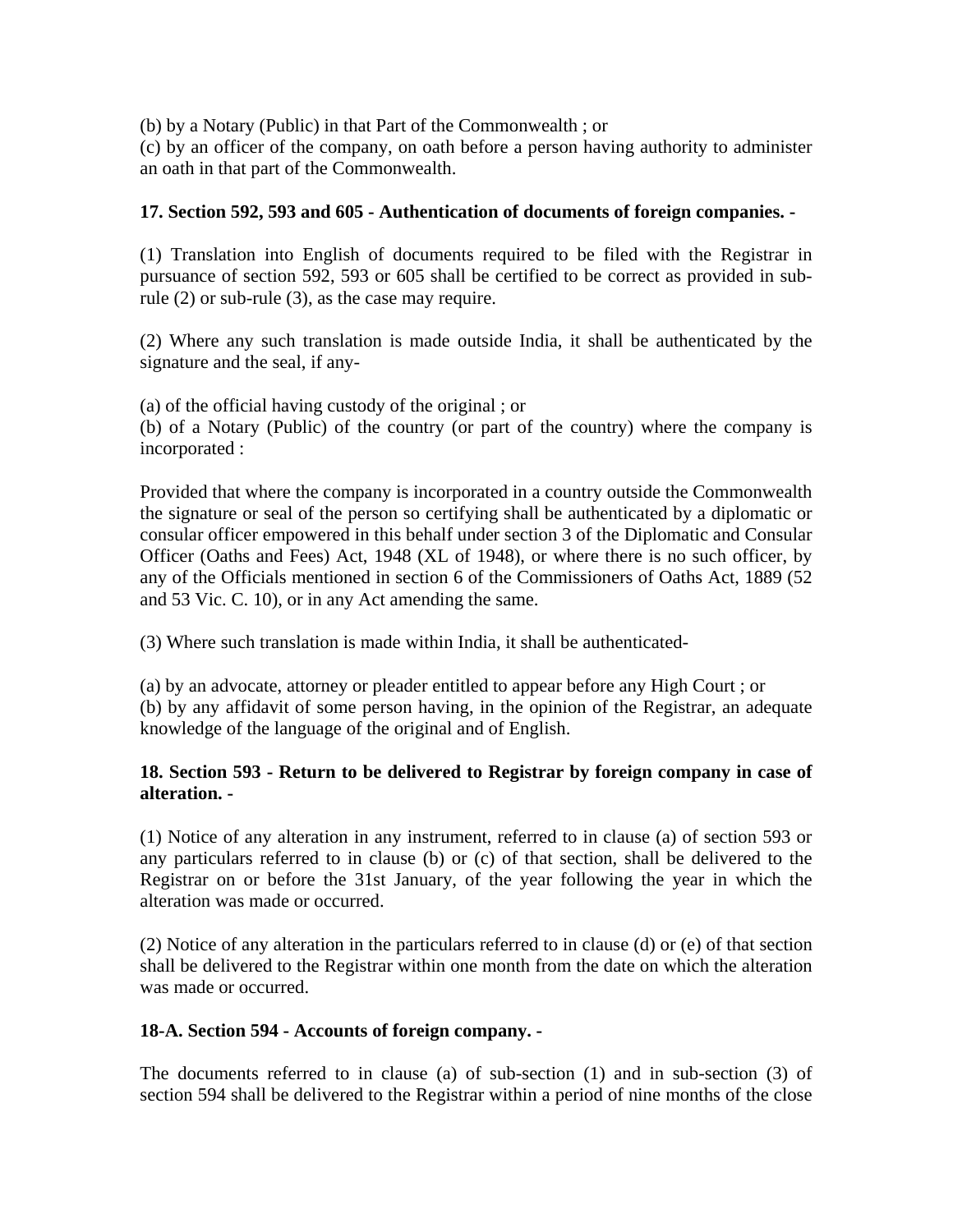(b) by a Notary (Public) in that Part of the Commonwealth ; or

(c) by an officer of the company, on oath before a person having authority to administer an oath in that part of the Commonwealth.

**17. Section 592, 593 and 605 - Authentication of documents of foreign companies. -**

(1) Translation into English of documents required to be filed with the Registrar in pursuance of section 592, 593 or 605 shall be certified to be correct as provided in sub-rule (2) or sub-rule (3), as the case may require.

(2) Where any such translation is made outside India, it shall be authenticated by the signature and the seal, if any-

(a) of the official having custody of the original ; or

(b) of a Notary (Public) of the country (or part of the country) where the company is incorporated :

Provided that where the company is incorporated in a country outside the Commonwealth the signature or seal of the person so certifying shall be authenticated by a diplomatic or consular officer empowered in this behalf under section 3 of the Diplomatic and Consular Officer (Oaths and Fees) Act, 1948 (XL of 1948), or where there is no such officer, by any of the Officials mentioned in section 6 of the Commissioners of Oaths Act, 1889 (52 and 53 Vic. C. 10), or in any Act amending the same.

(3) Where such translation is made within India, it shall be authenticated-

(a) by an advocate, attorney or pleader entitled to appear before any High Court ; or

(b) by any affidavit of some person having, in the opinion of the Registrar, an adequate knowledge of the language of the original and of English.

**18. Section 593 - Return to be delivered to Registrar by foreign company in case of alteration. -**

(1) Notice of any alteration in any instrument, referred to in clause (a) of section 593 or any particulars referred to in clause (b) or (c) of that section, shall be delivered to the Registrar on or before the 31st January, of the year following the year in which the alteration was made or occurred.

(2) Notice of any alteration in the particulars referred to in clause (d) or (e) of that section shall be delivered to the Registrar within one month from the date on which the alteration was made or occurred.

**18-A. Section 594 - Accounts of foreign company. -**

The documents referred to in clause (a) of sub-section (1) and in sub-section (3) of section 594 shall be delivered to the Registrar within a period of nine months of the close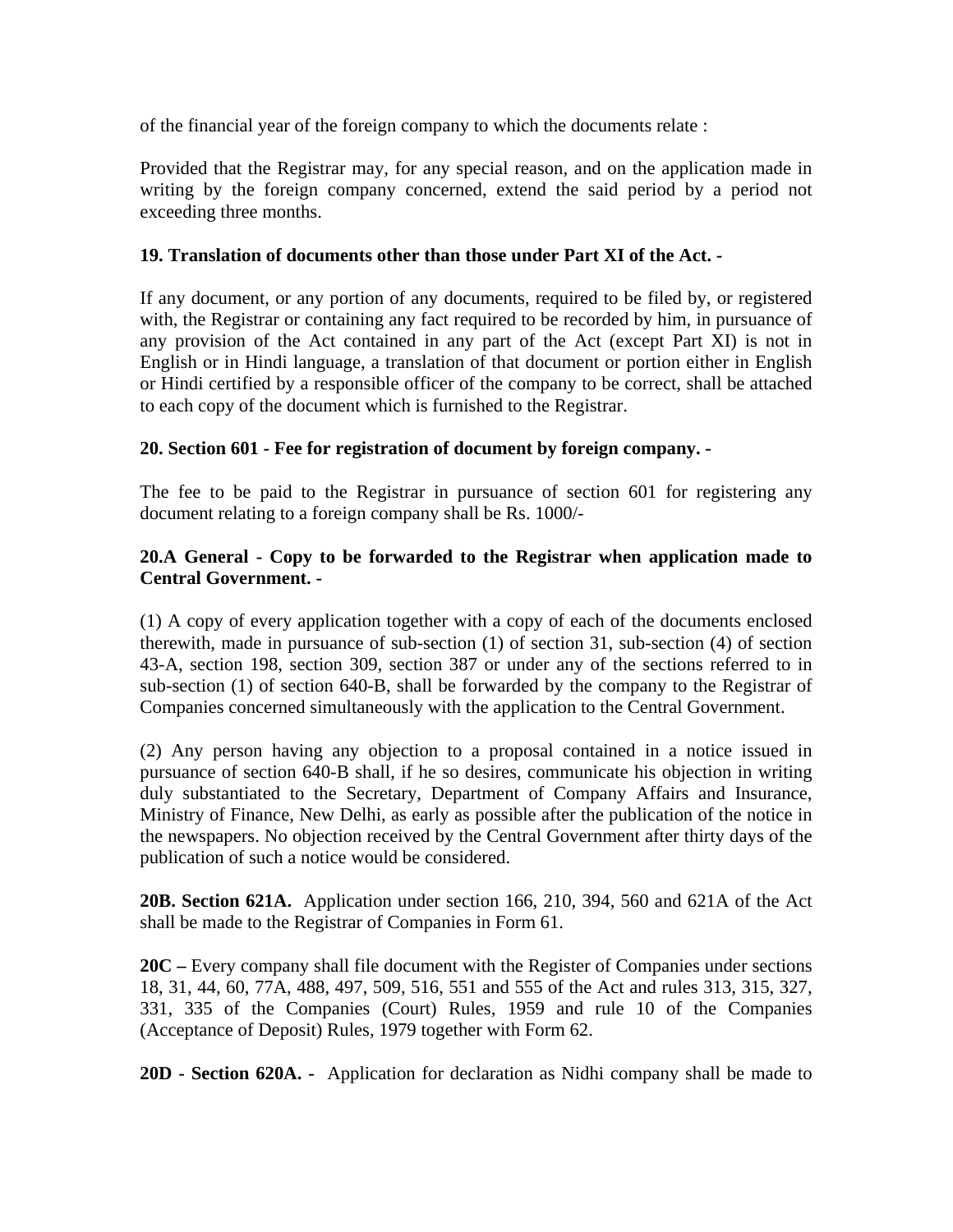of the financial year of the foreign company to which the documents relate :

Provided that the Registrar may, for any special reason, and on the application made in writing by the foreign company concerned, extend the said period by a period not exceeding three months.

**19. Translation of documents other than those under Part XI of the Act. -**

If any document, or any portion of any documents, required to be filed by, or registered with, the Registrar or containing any fact required to be recorded by him, in pursuance of any provision of the Act contained in any part of the Act (except Part XI) is not in English or in Hindi language, a translation of that document or portion either in English or Hindi certified by a responsible officer of the company to be correct, shall be attached to each copy of the document which is furnished to the Registrar.

**20. Section 601 - Fee for registration of document by foreign company. -**

The fee to be paid to the Registrar in pursuance of section 601 for registering any document relating to a foreign company shall be Rs. 1000/-

**20.A General - Copy to be forwarded to the Registrar when application made to Central Government. -**

(1) A copy of every application together with a copy of each of the documents enclosed therewith, made in pursuance of sub-section (1) of section 31, sub-section (4) of section 43-A, section 198, section 309, section 387 or under any of the sections referred to in sub-section (1) of section 640-B, shall be forwarded by the company to the Registrar of Companies concerned simultaneously with the application to the Central Government.

(2) Any person having any objection to a proposal contained in a notice issued in pursuance of section 640-B shall, if he so desires, communicate his objection in writing duly substantiated to the Secretary, Department of Company Affairs and Insurance, Ministry of Finance, New Delhi, as early as possible after the publication of the notice in the newspapers. No objection received by the Central Government after thirty days of the publication of such a notice would be considered.

**20B. Section 621A.** Application under section 166, 210, 394, 560 and 621A of the Act shall be made to the Registrar of Companies in Form 61.

**20C –** Every company shall file document with the Register of Companies under sections 18, 31, 44, 60, 77A, 488, 497, 509, 516, 551 and 555 of the Act and rules 313, 315, 327, 331, 335 of the Companies (Court) Rules, 1959 and rule 10 of the Companies (Acceptance of Deposit) Rules, 1979 together with Form 62.

**20D - Section 620A. -** Application for declaration as Nidhi company shall be made to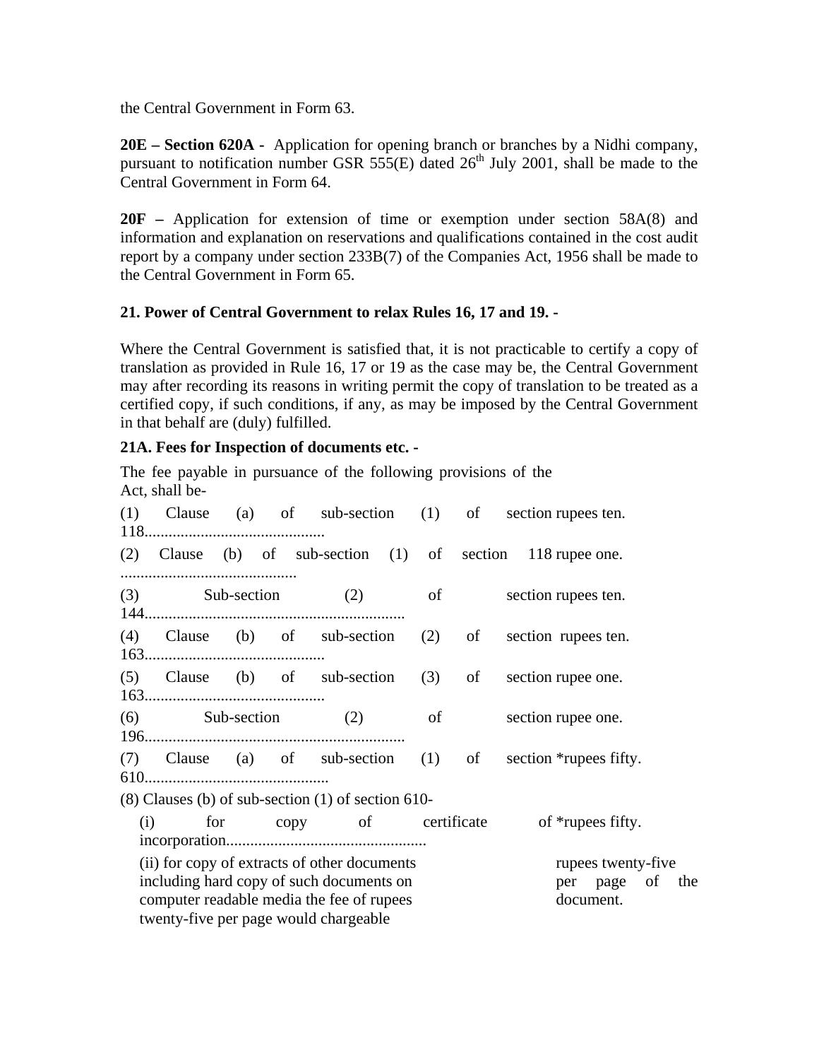the Central Government in Form 63.

**20E – Section 620A -** Application for opening branch or branches by a Nidhi company, pursuant to notification number GSR 555(E) dated 26th July 2001, shall be made to the Central Government in Form 64.

**20F –** Application for extension of time or exemption under section 58A(8) and information and explanation on reservations and qualifications contained in the cost audit report by a company under section 233B(7) of the Companies Act, 1956 shall be made to the Central Government in Form 65.

**21. Power of Central Government to relax Rules 16, 17 and 19. -**

Where the Central Government is satisfied that, it is not practicable to certify a copy of translation as provided in Rule 16, 17 or 19 as the case may be, the Central Government may after recording its reasons in writing permit the copy of translation to be treated as a certified copy, if such conditions, if any, as may be imposed by the Central Government in that behalf are (duly) fulfilled.

**21A. Fees for Inspection of documents etc. -**

The fee payable in pursuance of the following provisions of the Act, shall be-

| | |
|---|---|
| (1) Clause (a) of sub-section (1) of section 118............................................ | rupees ten. |
| (2) Clause (b) of sub-section (1) of section 118 ............................................ | rupee one. |
| (3) Sub-section (2) of section 144................................................................. | rupees ten. |
| (4) Clause (b) of sub-section (2) of section 163............................................ | rupees ten. |
| (5) Clause (b) of sub-section (3) of section 163............................................ | rupee one. |
| (6) Sub-section (2) of section 196................................................................. | rupee one. |
| (7) Clause (a) of sub-section (1) of section 610............................................. | *rupees fifty. |
| (8) Clauses (b) of sub-section (1) of section 610- | |
| (i) for copy of certificate of incorporation.................................................. | *rupees fifty. |
| (ii) for copy of extracts of other documents including hard copy of such documents on computer readable media the fee of rupees twenty-five per page would chargeable | rupees twenty-five per page of the document. |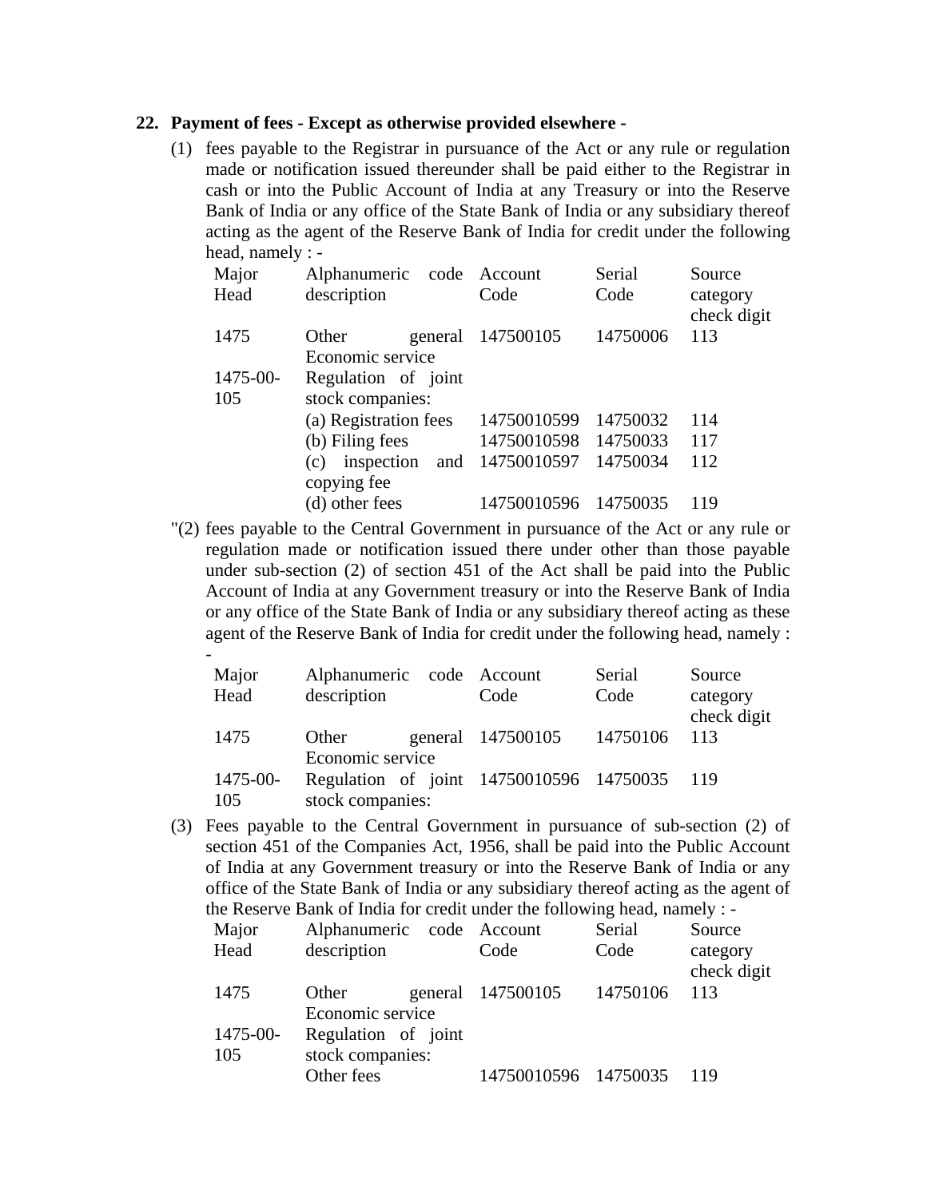**22. Payment of fees - Except as otherwise provided elsewhere -**

(1) fees payable to the Registrar in pursuance of the Act or any rule or regulation made or notification issued thereunder shall be paid either to the Registrar in cash or into the Public Account of India at any Treasury or into the Reserve Bank of India or any office of the State Bank of India or any subsidiary thereof acting as the agent of the Reserve Bank of India for credit under the following head, namely : -

| Major Head | Alphanumeric code description | Account Code | Serial Code | Source category check digit |
|---|---|---|---|---|
| 1475 | Other general Economic service | 147500105 | 14750006 | 113 |
| 1475-00-105 | Regulation of joint stock companies: | | | |
| | (a) Registration fees | 14750010599 | 14750032 | 114 |
| | (b) Filing fees | 14750010598 | 14750033 | 117 |
| | (c) inspection and copying fee | 14750010597 | 14750034 | 112 |
| | (d) other fees | 14750010596 | 14750035 | 119 |

"(2) fees payable to the Central Government in pursuance of the Act or any rule or regulation made or notification issued there under other than those payable under sub-section (2) of section 451 of the Act shall be paid into the Public Account of India at any Government treasury or into the Reserve Bank of India or any office of the State Bank of India or any subsidiary thereof acting as these agent of the Reserve Bank of India for credit under the following head, namely : -

| Major Head | Alphanumeric code description | Account Code | Serial Code | Source category check digit |
|---|---|---|---|---|
| 1475 | Other general Economic service | 147500105 | 14750106 | 113 |
| 1475-00-105 | Regulation of joint stock companies: | 14750010596 | 14750035 | 119 |

(3) Fees payable to the Central Government in pursuance of sub-section (2) of section 451 of the Companies Act, 1956, shall be paid into the Public Account of India at any Government treasury or into the Reserve Bank of India or any office of the State Bank of India or any subsidiary thereof acting as the agent of the Reserve Bank of India for credit under the following head, namely : -

| Major Head | Alphanumeric code description | Account Code | Serial Code | Source category check digit |
|---|---|---|---|---|
| 1475 | Other general Economic service | 147500105 | 14750106 | 113 |
| 1475-00-105 | Regulation of joint stock companies: | | | |
| | Other fees | 14750010596 | 14750035 | 119 |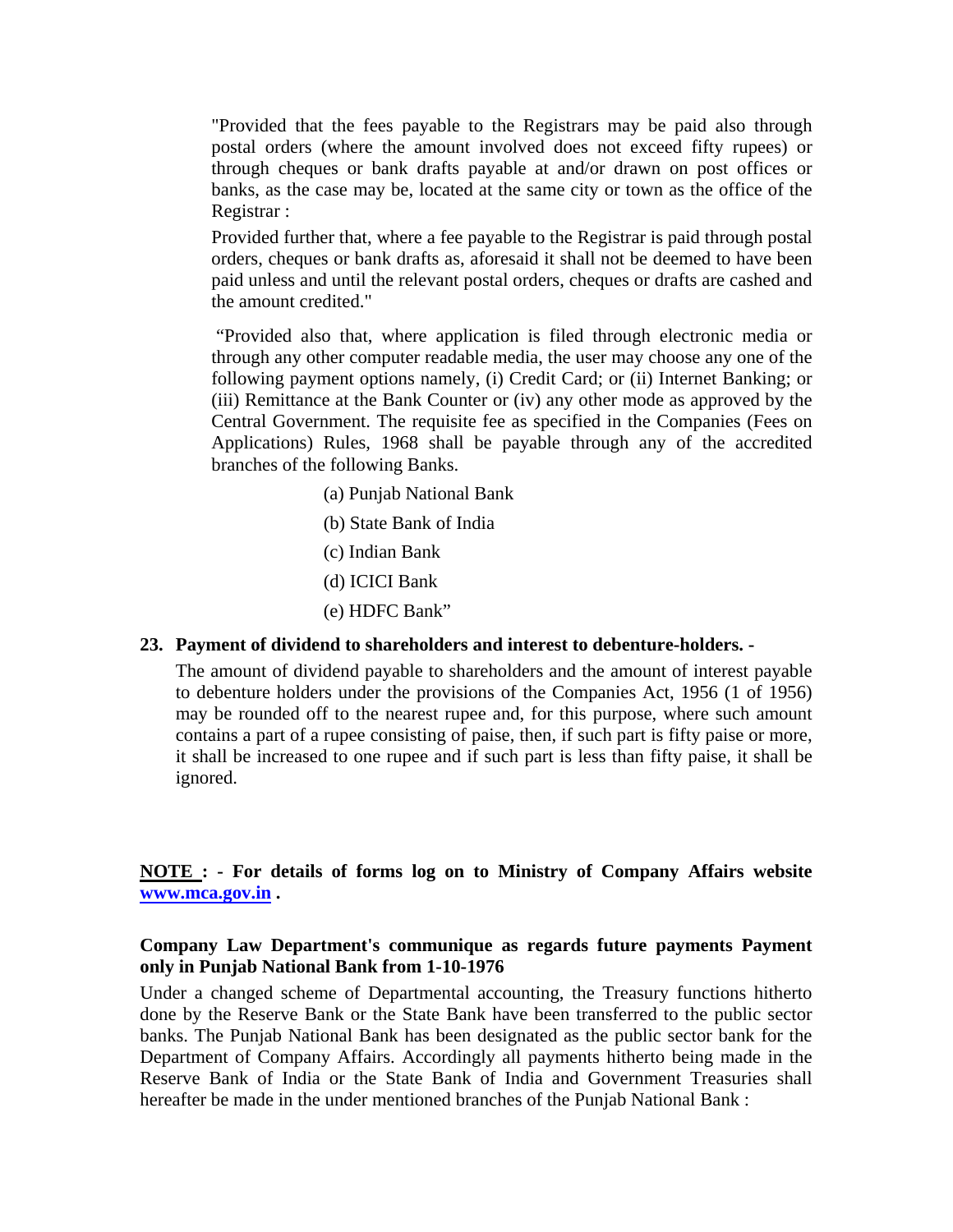"Provided that the fees payable to the Registrars may be paid also through postal orders (where the amount involved does not exceed fifty rupees) or through cheques or bank drafts payable at and/or drawn on post offices or banks, as the case may be, located at the same city or town as the office of the Registrar :

Provided further that, where a fee payable to the Registrar is paid through postal orders, cheques or bank drafts as, aforesaid it shall not be deemed to have been paid unless and until the relevant postal orders, cheques or drafts are cashed and the amount credited."

"Provided also that, where application is filed through electronic media or through any other computer readable media, the user may choose any one of the following payment options namely, (i) Credit Card; or (ii) Internet Banking; or (iii) Remittance at the Bank Counter or (iv) any other mode as approved by the Central Government. The requisite fee as specified in the Companies (Fees on Applications) Rules, 1968 shall be payable through any of the accredited branches of the following Banks.

(a) Punjab National Bank

(b) State Bank of India

(c) Indian Bank

(d) ICICI Bank

(e) HDFC Bank"

**23. Payment of dividend to shareholders and interest to debenture-holders. -**

The amount of dividend payable to shareholders and the amount of interest payable to debenture holders under the provisions of the Companies Act, 1956 (1 of 1956) may be rounded off to the nearest rupee and, for this purpose, where such amount contains a part of a rupee consisting of paise, then, if such part is fifty paise or more, it shall be increased to one rupee and if such part is less than fifty paise, it shall be ignored.

**NOTE : - For details of forms log on to Ministry of Company Affairs website www.mca.gov.in .**

**Company Law Department's communique as regards future payments Payment only in Punjab National Bank from 1-10-1976**

Under a changed scheme of Departmental accounting, the Treasury functions hitherto done by the Reserve Bank or the State Bank have been transferred to the public sector banks. The Punjab National Bank has been designated as the public sector bank for the Department of Company Affairs. Accordingly all payments hitherto being made in the Reserve Bank of India or the State Bank of India and Government Treasuries shall hereafter be made in the under mentioned branches of the Punjab National Bank :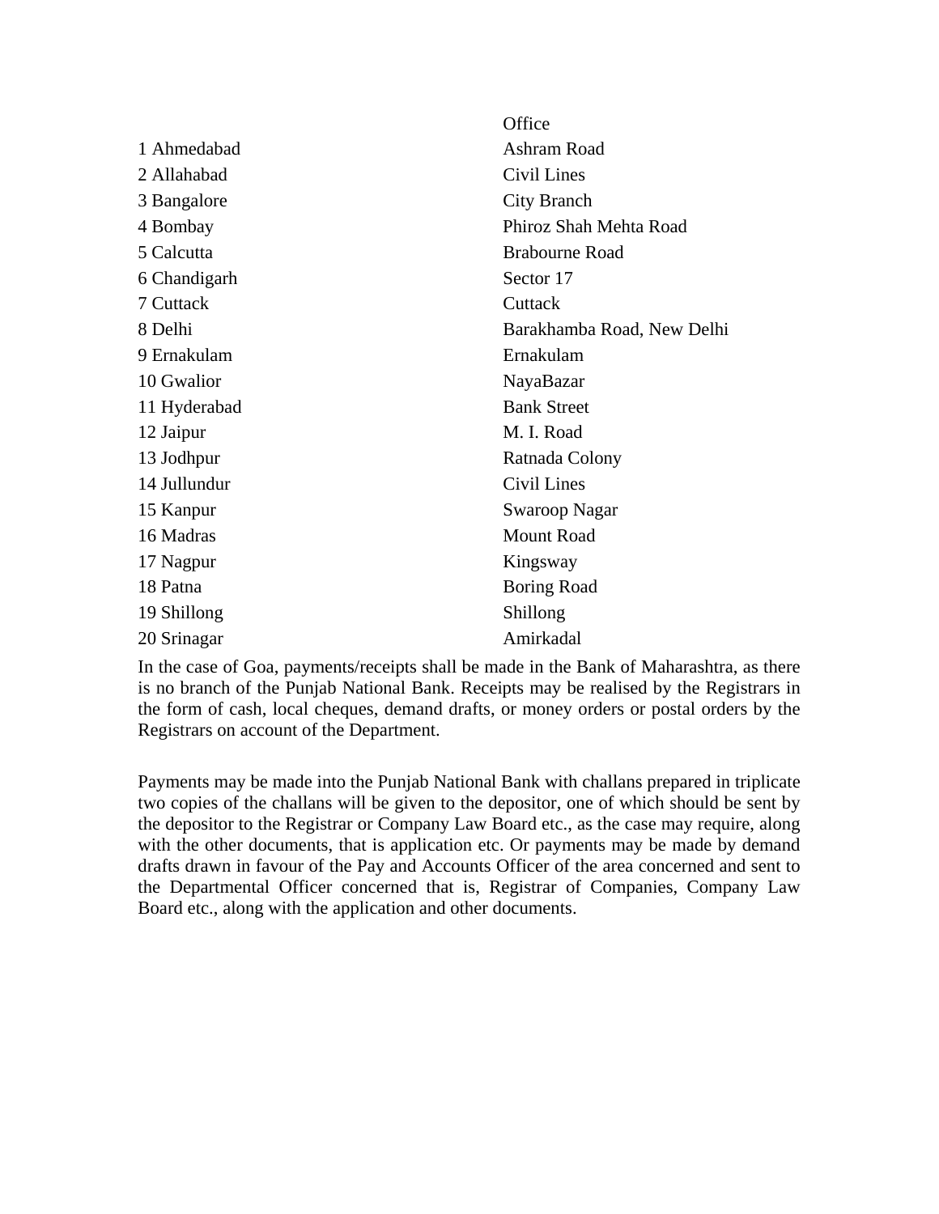| | Office |
|---|---|
| 1 Ahmedabad | Ashram Road |
| 2 Allahabad | Civil Lines |
| 3 Bangalore | City Branch |
| 4 Bombay | Phiroz Shah Mehta Road |
| 5 Calcutta | Brabourne Road |
| 6 Chandigarh | Sector 17 |
| 7 Cuttack | Cuttack |
| 8 Delhi | Barakhamba Road, New Delhi |
| 9 Ernakulam | Ernakulam |
| 10 Gwalior | NayaBazar |
| 11 Hyderabad | Bank Street |
| 12 Jaipur | M. I. Road |
| 13 Jodhpur | Ratnada Colony |
| 14 Jullundur | Civil Lines |
| 15 Kanpur | Swaroop Nagar |
| 16 Madras | Mount Road |
| 17 Nagpur | Kingsway |
| 18 Patna | Boring Road |
| 19 Shillong | Shillong |
| 20 Srinagar | Amirkadal |

In the case of Goa, payments/receipts shall be made in the Bank of Maharashtra, as there is no branch of the Punjab National Bank. Receipts may be realised by the Registrars in the form of cash, local cheques, demand drafts, or money orders or postal orders by the Registrars on account of the Department.

Payments may be made into the Punjab National Bank with challans prepared in triplicate two copies of the challans will be given to the depositor, one of which should be sent by the depositor to the Registrar or Company Law Board etc., as the case may require, along with the other documents, that is application etc. Or payments may be made by demand drafts drawn in favour of the Pay and Accounts Officer of the area concerned and sent to the Departmental Officer concerned that is, Registrar of Companies, Company Law Board etc., along with the application and other documents.